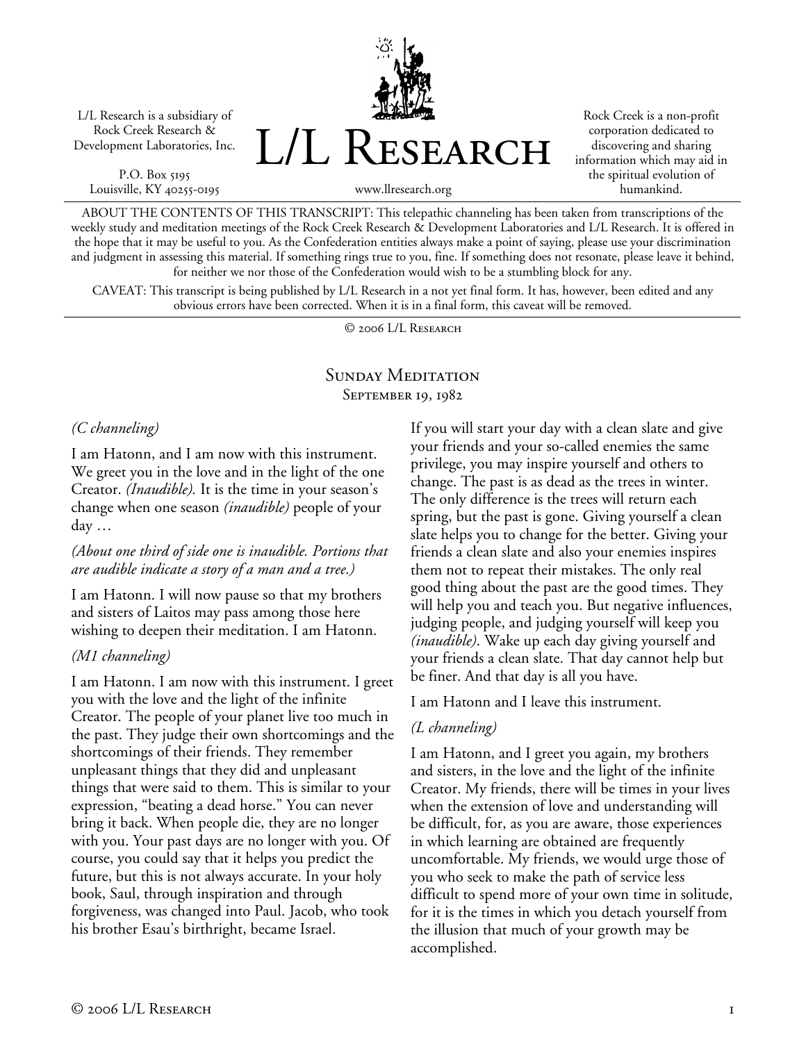L/L Research is a subsidiary of Rock Creek Research & Development Laboratories, Inc.

P.O. Box 5195
Louisville, KY 40255-0195

# L/L Research

www.llresearch.org

Rock Creek is a non-profit corporation dedicated to discovering and sharing information which may aid in the spiritual evolution of humankind.

ABOUT THE CONTENTS OF THIS TRANSCRIPT: This telepathic channeling has been taken from transcriptions of the weekly study and meditation meetings of the Rock Creek Research & Development Laboratories and L/L Research. It is offered in the hope that it may be useful to you. As the Confederation entities always make a point of saying, please use your discrimination and judgment in assessing this material. If something rings true to you, fine. If something does not resonate, please leave it behind, for neither we nor those of the Confederation would wish to be a stumbling block for any.

CAVEAT: This transcript is being published by L/L Research in a not yet final form. It has, however, been edited and any obvious errors have been corrected. When it is in a final form, this caveat will be removed.

© 2006 L/L Research

## Sunday Meditation
### September 19, 1982

*(C channeling)*

I am Hatonn, and I am now with this instrument. We greet you in the love and in the light of the one Creator. *(Inaudible).* It is the time in your season's change when one season *(inaudible)* people of your day …

*(About one third of side one is inaudible. Portions that are audible indicate a story of a man and a tree.)*

I am Hatonn. I will now pause so that my brothers and sisters of Laitos may pass among those here wishing to deepen their meditation. I am Hatonn.

*(M1 channeling)*

I am Hatonn. I am now with this instrument. I greet you with the love and the light of the infinite Creator. The people of your planet live too much in the past. They judge their own shortcomings and the shortcomings of their friends. They remember unpleasant things that they did and unpleasant things that were said to them. This is similar to your expression, "beating a dead horse." You can never bring it back. When people die, they are no longer with you. Your past days are no longer with you. Of course, you could say that it helps you predict the future, but this is not always accurate. In your holy book, Saul, through inspiration and through forgiveness, was changed into Paul. Jacob, who took his brother Esau's birthright, became Israel.

If you will start your day with a clean slate and give your friends and your so-called enemies the same privilege, you may inspire yourself and others to change. The past is as dead as the trees in winter. The only difference is the trees will return each spring, but the past is gone. Giving yourself a clean slate helps you to change for the better. Giving your friends a clean slate and also your enemies inspires them not to repeat their mistakes. The only real good thing about the past are the good times. They will help you and teach you. But negative influences, judging people, and judging yourself will keep you *(inaudible)*. Wake up each day giving yourself and your friends a clean slate. That day cannot help but be finer. And that day is all you have.

I am Hatonn and I leave this instrument.

*(L channeling)*

I am Hatonn, and I greet you again, my brothers and sisters, in the love and the light of the infinite Creator. My friends, there will be times in your lives when the extension of love and understanding will be difficult, for, as you are aware, those experiences in which learning are obtained are frequently uncomfortable. My friends, we would urge those of you who seek to make the path of service less difficult to spend more of your own time in solitude, for it is the times in which you detach yourself from the illusion that much of your growth may be accomplished.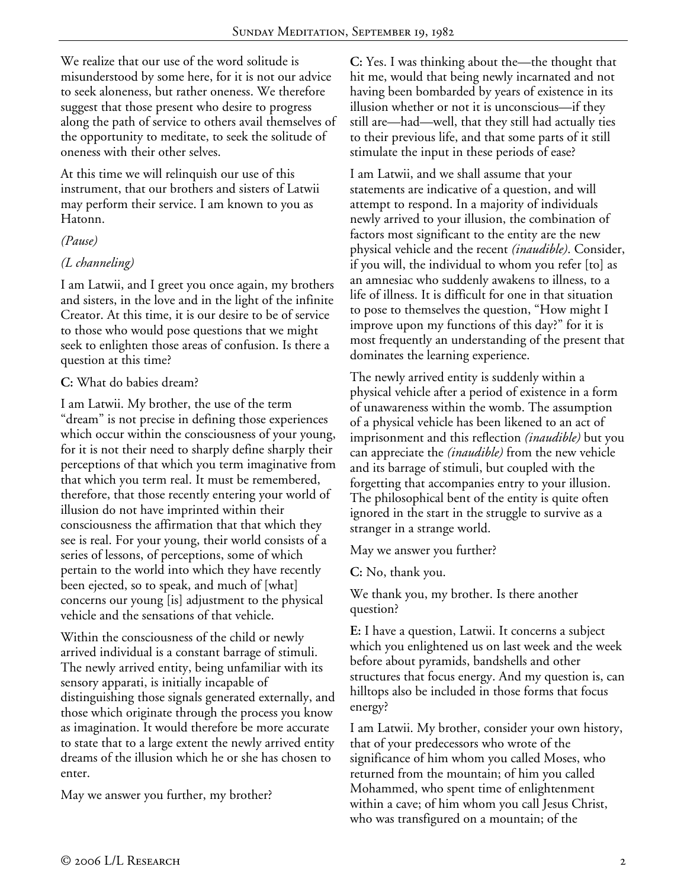We realize that our use of the word solitude is misunderstood by some here, for it is not our advice to seek aloneness, but rather oneness. We therefore suggest that those present who desire to progress along the path of service to others avail themselves of the opportunity to meditate, to seek the solitude of oneness with their other selves.

At this time we will relinquish our use of this instrument, that our brothers and sisters of Latwii may perform their service. I am known to you as Hatonn.

*(Pause)*

*(L channeling)*

I am Latwii, and I greet you once again, my brothers and sisters, in the love and in the light of the infinite Creator. At this time, it is our desire to be of service to those who would pose questions that we might seek to enlighten those areas of confusion. Is there a question at this time?

**C:** What do babies dream?

I am Latwii. My brother, the use of the term "dream" is not precise in defining those experiences which occur within the consciousness of your young, for it is not their need to sharply define sharply their perceptions of that which you term imaginative from that which you term real. It must be remembered, therefore, that those recently entering your world of illusion do not have imprinted within their consciousness the affirmation that that which they see is real. For your young, their world consists of a series of lessons, of perceptions, some of which pertain to the world into which they have recently been ejected, so to speak, and much of [what] concerns our young [is] adjustment to the physical vehicle and the sensations of that vehicle.

Within the consciousness of the child or newly arrived individual is a constant barrage of stimuli. The newly arrived entity, being unfamiliar with its sensory apparati, is initially incapable of distinguishing those signals generated externally, and those which originate through the process you know as imagination. It would therefore be more accurate to state that to a large extent the newly arrived entity dreams of the illusion which he or she has chosen to enter.

May we answer you further, my brother?

**C:** Yes. I was thinking about the—the thought that hit me, would that being newly incarnated and not having been bombarded by years of existence in its illusion whether or not it is unconscious—if they still are—had—well, that they still had actually ties to their previous life, and that some parts of it still stimulate the input in these periods of ease?

I am Latwii, and we shall assume that your statements are indicative of a question, and will attempt to respond. In a majority of individuals newly arrived to your illusion, the combination of factors most significant to the entity are the new physical vehicle and the recent *(inaudible)*. Consider, if you will, the individual to whom you refer [to] as an amnesiac who suddenly awakens to illness, to a life of illness. It is difficult for one in that situation to pose to themselves the question, "How might I improve upon my functions of this day?" for it is most frequently an understanding of the present that dominates the learning experience.

The newly arrived entity is suddenly within a physical vehicle after a period of existence in a form of unawareness within the womb. The assumption of a physical vehicle has been likened to an act of imprisonment and this reflection *(inaudible)* but you can appreciate the *(inaudible)* from the new vehicle and its barrage of stimuli, but coupled with the forgetting that accompanies entry to your illusion. The philosophical bent of the entity is quite often ignored in the start in the struggle to survive as a stranger in a strange world.

May we answer you further?

**C:** No, thank you.

We thank you, my brother. Is there another question?

**E:** I have a question, Latwii. It concerns a subject which you enlightened us on last week and the week before about pyramids, bandshells and other structures that focus energy. And my question is, can hilltops also be included in those forms that focus energy?

I am Latwii. My brother, consider your own history, that of your predecessors who wrote of the significance of him whom you called Moses, who returned from the mountain; of him you called Mohammed, who spent time of enlightenment within a cave; of him whom you call Jesus Christ, who was transfigured on a mountain; of the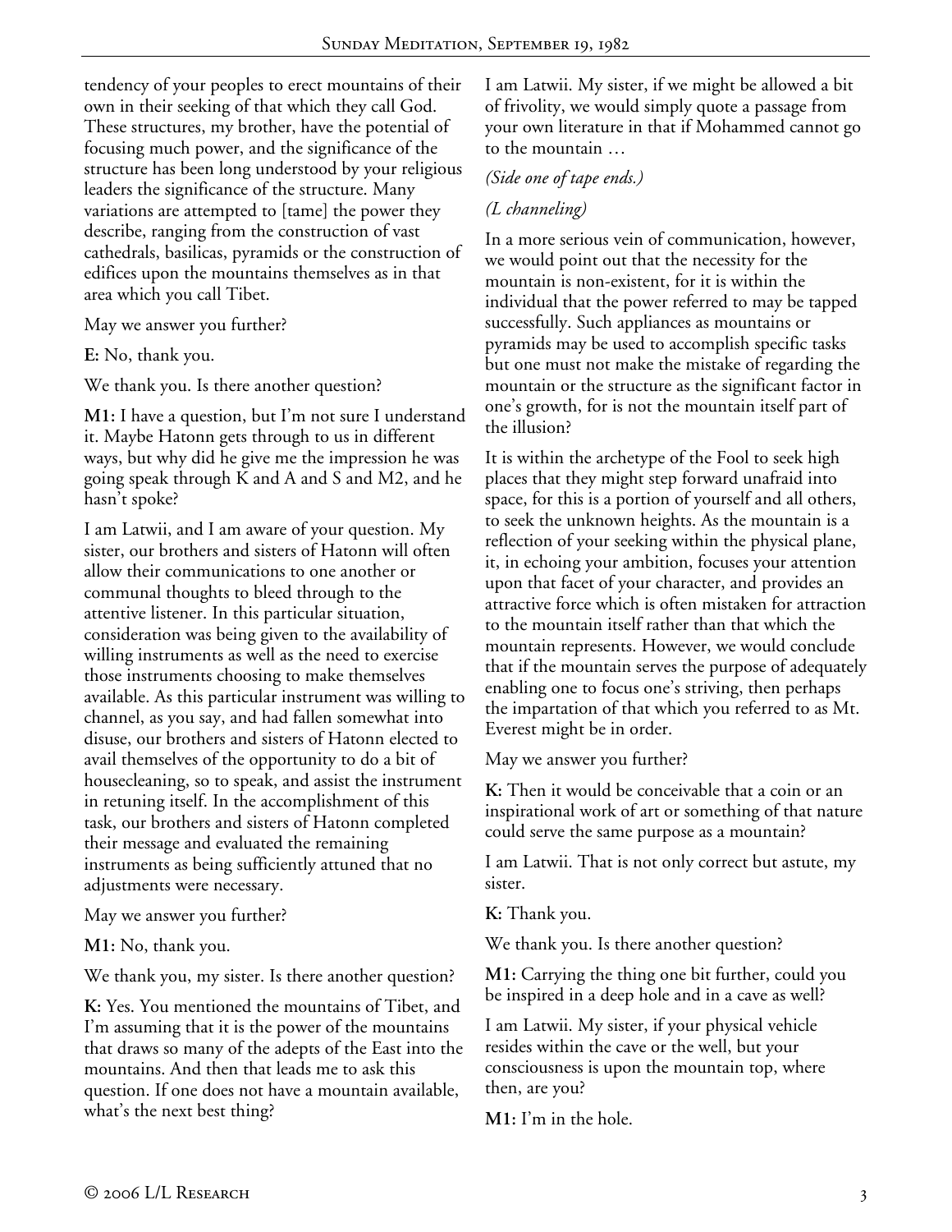tendency of your peoples to erect mountains of their own in their seeking of that which they call God. These structures, my brother, have the potential of focusing much power, and the significance of the structure has been long understood by your religious leaders the significance of the structure. Many variations are attempted to [tame] the power they describe, ranging from the construction of vast cathedrals, basilicas, pyramids or the construction of edifices upon the mountains themselves as in that area which you call Tibet.

May we answer you further?

**E:** No, thank you.

We thank you. Is there another question?

**M1:** I have a question, but I'm not sure I understand it. Maybe Hatonn gets through to us in different ways, but why did he give me the impression he was going speak through K and A and S and M2, and he hasn't spoke?

I am Latwii, and I am aware of your question. My sister, our brothers and sisters of Hatonn will often allow their communications to one another or communal thoughts to bleed through to the attentive listener. In this particular situation, consideration was being given to the availability of willing instruments as well as the need to exercise those instruments choosing to make themselves available. As this particular instrument was willing to channel, as you say, and had fallen somewhat into disuse, our brothers and sisters of Hatonn elected to avail themselves of the opportunity to do a bit of housecleaning, so to speak, and assist the instrument in retuning itself. In the accomplishment of this task, our brothers and sisters of Hatonn completed their message and evaluated the remaining instruments as being sufficiently attuned that no adjustments were necessary.

May we answer you further?

**M1:** No, thank you.

We thank you, my sister. Is there another question?

**K:** Yes. You mentioned the mountains of Tibet, and I'm assuming that it is the power of the mountains that draws so many of the adepts of the East into the mountains. And then that leads me to ask this question. If one does not have a mountain available, what's the next best thing?

I am Latwii. My sister, if we might be allowed a bit of frivolity, we would simply quote a passage from your own literature in that if Mohammed cannot go to the mountain …

*(Side one of tape ends.)*

*(L channeling)*

In a more serious vein of communication, however, we would point out that the necessity for the mountain is non-existent, for it is within the individual that the power referred to may be tapped successfully. Such appliances as mountains or pyramids may be used to accomplish specific tasks but one must not make the mistake of regarding the mountain or the structure as the significant factor in one's growth, for is not the mountain itself part of the illusion?

It is within the archetype of the Fool to seek high places that they might step forward unafraid into space, for this is a portion of yourself and all others, to seek the unknown heights. As the mountain is a reflection of your seeking within the physical plane, it, in echoing your ambition, focuses your attention upon that facet of your character, and provides an attractive force which is often mistaken for attraction to the mountain itself rather than that which the mountain represents. However, we would conclude that if the mountain serves the purpose of adequately enabling one to focus one's striving, then perhaps the impartation of that which you referred to as Mt. Everest might be in order.

May we answer you further?

**K:** Then it would be conceivable that a coin or an inspirational work of art or something of that nature could serve the same purpose as a mountain?

I am Latwii. That is not only correct but astute, my sister.

**K:** Thank you.

We thank you. Is there another question?

**M1:** Carrying the thing one bit further, could you be inspired in a deep hole and in a cave as well?

I am Latwii. My sister, if your physical vehicle resides within the cave or the well, but your consciousness is upon the mountain top, where then, are you?

**M1:** I'm in the hole.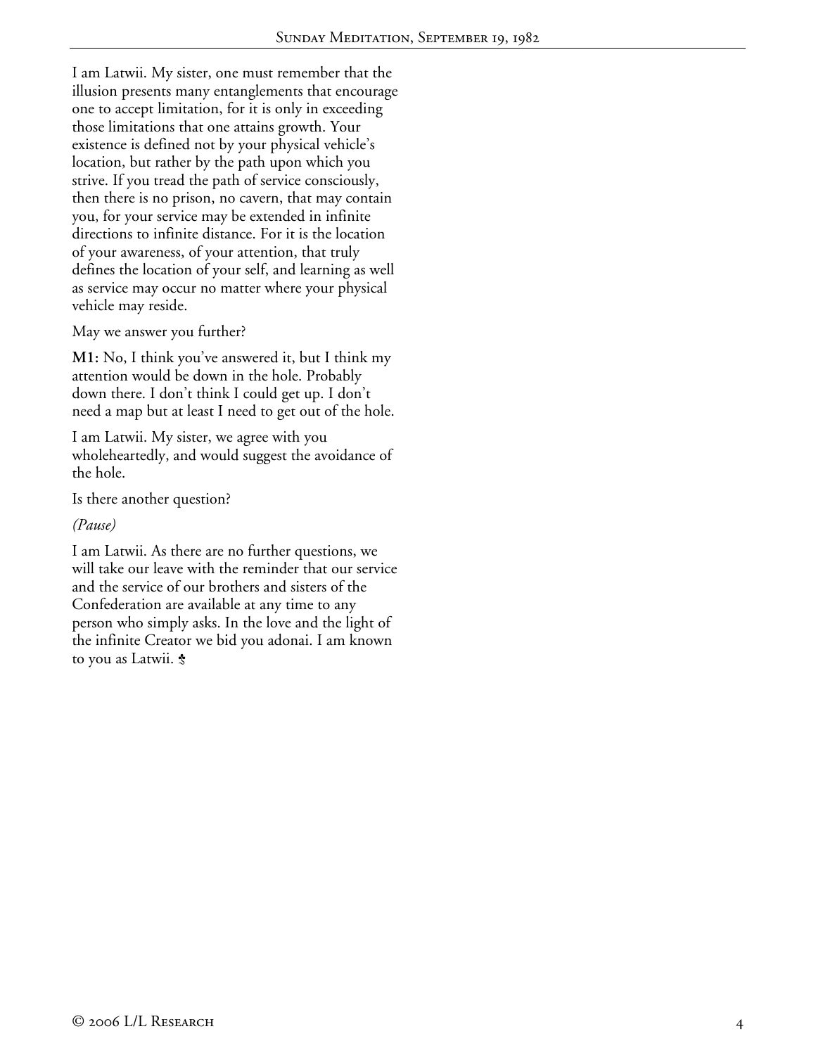I am Latwii. My sister, one must remember that the illusion presents many entanglements that encourage one to accept limitation, for it is only in exceeding those limitations that one attains growth. Your existence is defined not by your physical vehicle's location, but rather by the path upon which you strive. If you tread the path of service consciously, then there is no prison, no cavern, that may contain you, for your service may be extended in infinite directions to infinite distance. For it is the location of your awareness, of your attention, that truly defines the location of your self, and learning as well as service may occur no matter where your physical vehicle may reside.

May we answer you further?

**M1:** No, I think you've answered it, but I think my attention would be down in the hole. Probably down there. I don't think I could get up. I don't need a map but at least I need to get out of the hole.

I am Latwii. My sister, we agree with you wholeheartedly, and would suggest the avoidance of the hole.

Is there another question?

*(Pause)*

I am Latwii. As there are no further questions, we will take our leave with the reminder that our service and the service of our brothers and sisters of the Confederation are available at any time to any person who simply asks. In the love and the light of the infinite Creator we bid you adonai. I am known to you as Latwii. ♣

© 2006 L/L Research